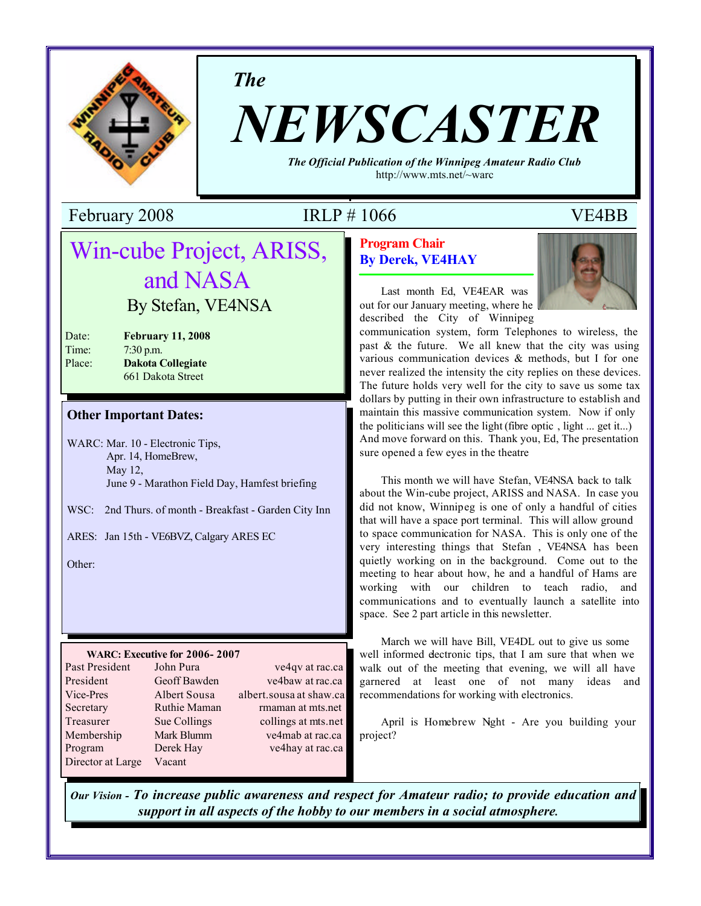*The*

# NEWSCASTER

***The Official Publication of the Winnipeg Amateur Radio Club***

http://www.mts.net/~warc

February 2008 IRLP # 1066 VE4BB

## Win-cube Project, ARISS, and NASA

By Stefan, VE4NSA

Date: **February 11, 2008**
Time: 7:30 p.m.
Place: **Dakota Collegiate**
661 Dakota Street

### Other Important Dates:

WARC: Mar. 10 - Electronic Tips,
Apr. 14, HomeBrew,
May 12,
June 9 - Marathon Field Day, Hamfest briefing

WSC: 2nd Thurs. of month - Breakfast - Garden City Inn

ARES: Jan 15th - VE6BVZ, Calgary ARES EC

Other:

**WARC: Executive for 2006- 2007**

| | | |
|---|---|---|
| Past President | John Pura | ve4qv at rac.ca |
| President | Geoff Bawden | ve4baw at rac.ca |
| Vice-Pres | Albert Sousa | albert.sousa at shaw.ca |
| Secretary | Ruthie Maman | rmaman at mts.net |
| Treasurer | Sue Collings | collings at mts.net |
| Membership | Mark Blumm | ve4mab at rac.ca |
| Program | Derek Hay | ve4hay at rac.ca |
| Director at Large | Vacant | |

## Program Chair
### By Derek, VE4HAY

Last month Ed, VE4EAR was out for our January meeting, where he described the City of Winnipeg communication system, form Telephones to wireless, the past & the future. We all knew that the city was using various communication devices & methods, but I for one never realized the intensity the city replies on these devices. The future holds very well for the city to save us some tax dollars by putting in their own infrastructure to establish and maintain this massive communication system. Now if only the politicians will see the light (fibre optic , light ... get it...) And move forward on this. Thank you, Ed, The presentation sure opened a few eyes in the theatre

This month we will have Stefan, VE4NSA back to talk about the Win-cube project, ARISS and NASA. In case you did not know, Winnipeg is one of only a handful of cities that will have a space port terminal. This will allow ground to space communication for NASA. This is only one of the very interesting things that Stefan , VE4NSA has been quietly working on in the background. Come out to the meeting to hear about how, he and a handful of Hams are working with our children to teach radio, and communications and to eventually launch a satellite into space. See 2 part article in this newsletter.

March we will have Bill, VE4DL out to give us some well informed electronic tips, that I am sure that when we walk out of the meeting that evening, we will all have garnered at least one of not many ideas and recommendations for working with electronics.

April is Homebrew Night - Are you building your project?

*Our Vision -* ***To increase public awareness and respect for Amateur radio; to provide education and support in all aspects of the hobby to our members in a social atmosphere.***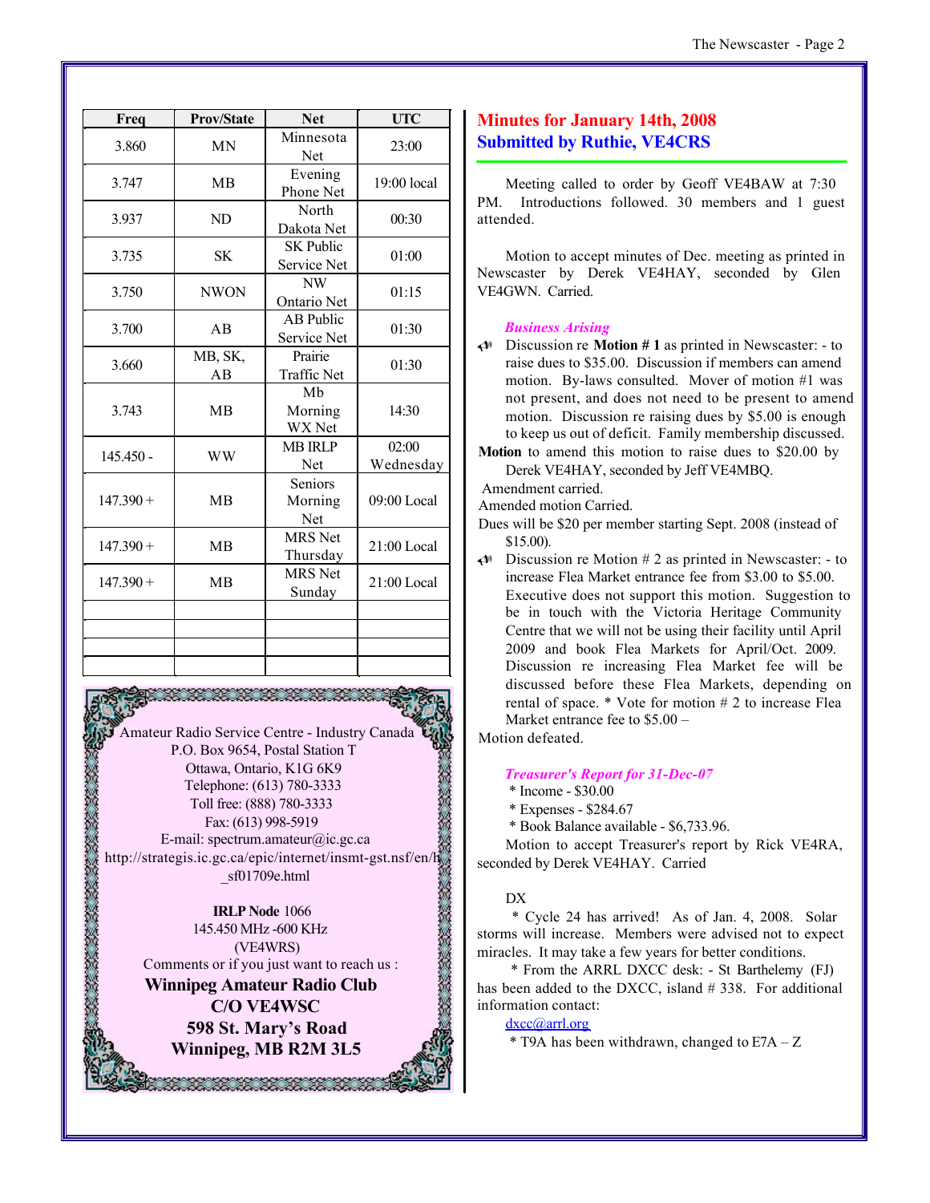| Freq | Prov/State | Net | UTC |
|---|---|---|---|
| 3.860 | MN | Minnesota Net | 23:00 |
| 3.747 | MB | Evening Phone Net | 19:00 local |
| 3.937 | ND | North Dakota Net | 00:30 |
| 3.735 | SK | SK Public Service Net | 01:00 |
| 3.750 | NWON | NW Ontario Net | 01:15 |
| 3.700 | AB | AB Public Service Net | 01:30 |
| 3.660 | MB, SK, AB | Prairie Traffic Net | 01:30 |
| 3.743 | MB | Mb Morning WX Net | 14:30 |
| 145.450 - | WW | MB IRLP Net | 02:00 Wednesday |
| 147.390 + | MB | Seniors Morning Net | 09:00 Local |
| 147.390 + | MB | MRS Net Thursday | 21:00 Local |
| 147.390 + | MB | MRS Net Sunday | 21:00 Local |
| | | | |
| | | | |
| | | | |
| | | | |

Amateur Radio Service Centre - Industry Canada
P.O. Box 9654, Postal Station T
Ottawa, Ontario, K1G 6K9
Telephone: (613) 780-3333
Toll free: (888) 780-3333
Fax: (613) 998-5919
E-mail: spectrum.amateur@ic.gc.ca
http://strategis.ic.gc.ca/epic/internet/insmt-gst.nsf/en/h_sf01709e.html

**IRLP Node** 1066
145.450 MHz -600 KHz
(VE4WRS)
Comments or if you just want to reach us :

**Winnipeg Amateur Radio Club**
**C/O VE4WSC**
**598 St. Mary's Road**
**Winnipeg, MB R2M 3L5**

## Minutes for January 14th, 2008
## Submitted by Ruthie, VE4CRS

Meeting called to order by Geoff VE4BAW at 7:30 PM. Introductions followed. 30 members and 1 guest attended.

Motion to accept minutes of Dec. meeting as printed in Newscaster by Derek VE4HAY, seconded by Glen VE4GWN. Carried.

***Business Arising***

- Discussion re **Motion # 1** as printed in Newscaster: - to raise dues to $35.00. Discussion if members can amend motion. By-laws consulted. Mover of motion #1 was not present, and does not need to be present to amend motion. Discussion re raising dues by $5.00 is enough to keep us out of deficit. Family membership discussed.

**Motion** to amend this motion to raise dues to $20.00 by Derek VE4HAY, seconded by Jeff VE4MBQ.
Amendment carried.
Amended motion Carried.
Dues will be $20 per member starting Sept. 2008 (instead of $15.00).

- Discussion re Motion # 2 as printed in Newscaster: - to increase Flea Market entrance fee from $3.00 to $5.00. Executive does not support this motion. Suggestion to be in touch with the Victoria Heritage Community Centre that we will not be using their facility until April 2009 and book Flea Markets for April/Oct. 2009. Discussion re increasing Flea Market fee will be discussed before these Flea Markets, depending on rental of space. * Vote for motion # 2 to increase Flea Market entrance fee to $5.00 –

Motion defeated.

***Treasurer's Report for 31-Dec-07***

* Income - $30.00
* Expenses - $284.67
* Book Balance available - $6,733.96.

Motion to accept Treasurer's report by Rick VE4RA, seconded by Derek VE4HAY. Carried

DX

* Cycle 24 has arrived! As of Jan. 4, 2008. Solar storms will increase. Members were advised not to expect miracles. It may take a few years for better conditions.
* From the ARRL DXCC desk: - St Barthelemy (FJ) has been added to the DXCC, island # 338. For additional information contact:

dxcc@arrl.org

* T9A has been withdrawn, changed to E7A – Z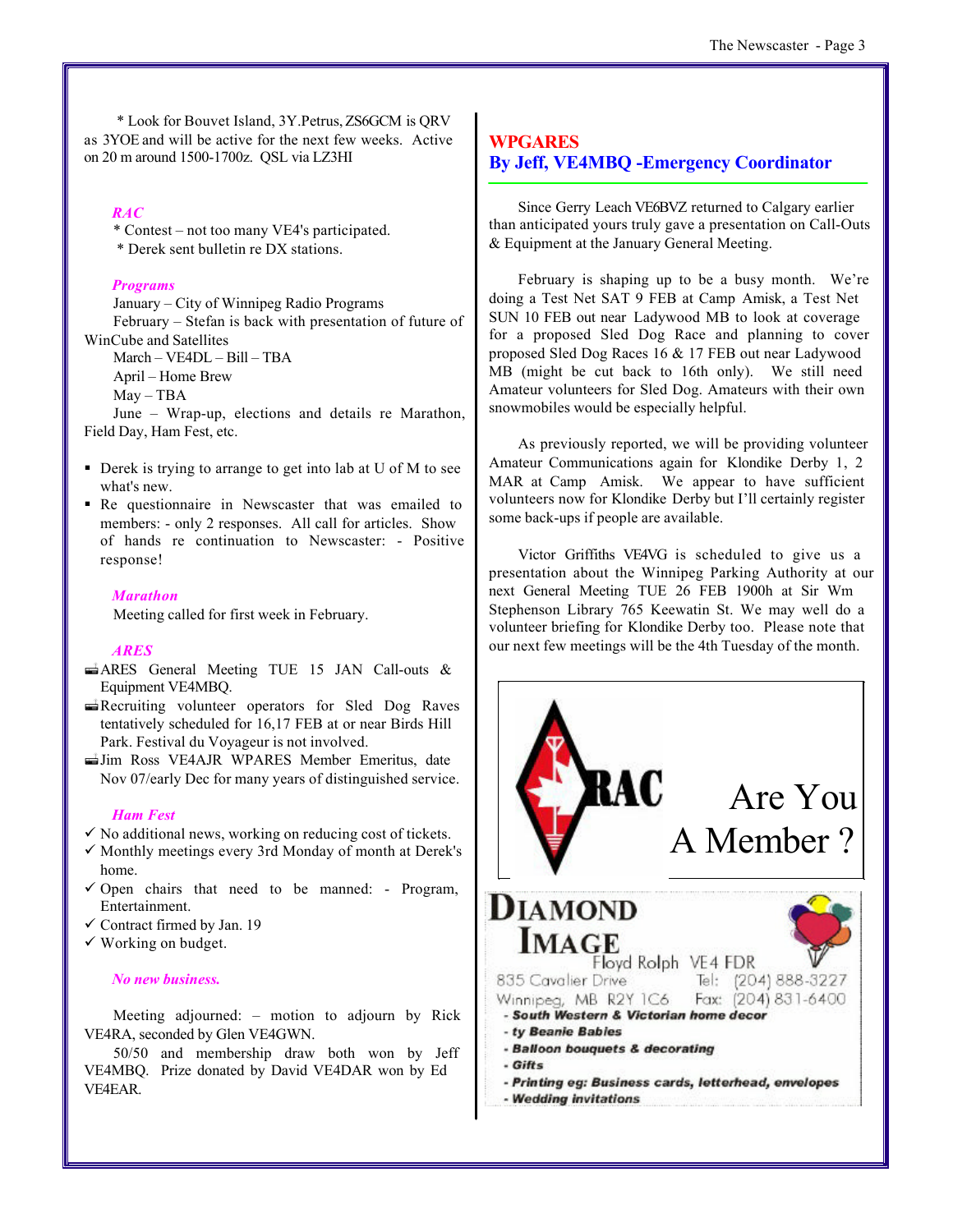* Look for Bouvet Island, 3Y.Petrus, ZS6GCM is QRV as 3YOE and will be active for the next few weeks. Active on 20 m around 1500-1700z. QSL via LZ3HI

***RAC***

* Contest – not too many VE4's participated.
* Derek sent bulletin re DX stations.

***Programs***

January – City of Winnipeg Radio Programs
February – Stefan is back with presentation of future of WinCube and Satellites
March – VE4DL – Bill – TBA
April – Home Brew
May – TBA
June – Wrap-up, elections and details re Marathon, Field Day, Ham Fest, etc.

- Derek is trying to arrange to get into lab at U of M to see what's new.
- Re questionnaire in Newscaster that was emailed to members: - only 2 responses. All call for articles. Show of hands re continuation to Newscaster: - Positive response!

***Marathon***

Meeting called for first week in February.

***ARES***

- ARES General Meeting TUE 15 JAN Call-outs & Equipment VE4MBQ.
- Recruiting volunteer operators for Sled Dog Raves tentatively scheduled for 16,17 FEB at or near Birds Hill Park. Festival du Voyageur is not involved.
- Jim Ross VE4AJR WPARES Member Emeritus, date Nov 07/early Dec for many years of distinguished service.

***Ham Fest***

- ✓ No additional news, working on reducing cost of tickets.
- ✓ Monthly meetings every 3rd Monday of month at Derek's home.
- ✓ Open chairs that need to be manned: - Program, Entertainment.
- ✓ Contract firmed by Jan. 19
- ✓ Working on budget.

***No new business.***

Meeting adjourned: – motion to adjourn by Rick VE4RA, seconded by Glen VE4GWN.

50/50 and membership draw both won by Jeff VE4MBQ. Prize donated by David VE4DAR won by Ed VE4EAR.

## WPGARES
## By Jeff, VE4MBQ -Emergency Coordinator

Since Gerry Leach VE6BVZ returned to Calgary earlier than anticipated yours truly gave a presentation on Call-Outs & Equipment at the January General Meeting.

February is shaping up to be a busy month. We're doing a Test Net SAT 9 FEB at Camp Amisk, a Test Net SUN 10 FEB out near Ladywood MB to look at coverage for a proposed Sled Dog Race and planning to cover proposed Sled Dog Races 16 & 17 FEB out near Ladywood MB (might be cut back to 16th only). We still need Amateur volunteers for Sled Dog. Amateurs with their own snowmobiles would be especially helpful.

As previously reported, we will be providing volunteer Amateur Communications again for Klondike Derby 1, 2 MAR at Camp Amisk. We appear to have sufficient volunteers now for Klondike Derby but I'll certainly register some back-ups if people are available.

Victor Griffiths VE4VG is scheduled to give us a presentation about the Winnipeg Parking Authority at our next General Meeting TUE 26 FEB 1900h at Sir Wm Stephenson Library 765 Keewatin St. We may well do a volunteer briefing for Klondike Derby too. Please note that our next few meetings will be the 4th Tuesday of the month.

RAC — Are You A Member ?

**DIAMOND IMAGE**
Floyd Rolph VE4 FDR
835 Cavalier Drive — Tel: (204) 888-3227
Winnipeg, MB R2Y 1C6 — Fax: (204) 831-6400

- ***South Western & Victorian home decor***
- ***ty Beanie Babies***
- ***Balloon bouquets & decorating***
- ***Gifts***
- ***Printing eg: Business cards, letterhead, envelopes***
- ***Wedding invitations***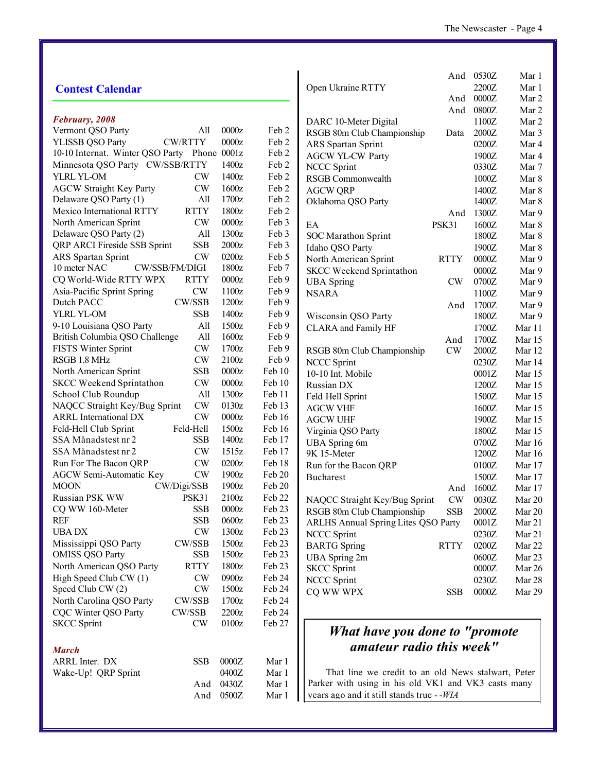## Contest Calendar

***February, 2008***

| Contest | Mode | Time | Date |
|---|---|---|---|
| Vermont QSO Party | All | 0000z | Feb 2 |
| YLISSB QSO Party | CW/RTTY | 0000z | Feb 2 |
| 10-10 Internat. Winter QSO Party | Phone | 0001z | Feb 2 |
| Minnesota QSO Party | CW/SSB/RTTY | 1400z | Feb 2 |
| YLRL YL-OM | CW | 1400z | Feb 2 |
| AGCW Straight Key Party | CW | 1600z | Feb 2 |
| Delaware QSO Party (1) | All | 1700z | Feb 2 |
| Mexico International RTTY | RTTY | 1800z | Feb 2 |
| North American Sprint | CW | 0000z | Feb 3 |
| Delaware QSO Party (2) | All | 1300z | Feb 3 |
| QRP ARCI Fireside SSB Sprint | SSB | 2000z | Feb 3 |
| ARS Spartan Sprint | CW | 0200z | Feb 5 |
| 10 meter NAC | CW/SSB/FM/DIGI | 1800z | Feb 7 |
| CQ World-Wide RTTY WPX | RTTY | 0000z | Feb 9 |
| Asia-Pacific Sprint Spring | CW | 1100z | Feb 9 |
| Dutch PACC | CW/SSB | 1200z | Feb 9 |
| YLRL YL-OM | SSB | 1400z | Feb 9 |
| 9-10 Louisiana QSO Party | All | 1500z | Feb 9 |
| British Columbia QSO Challenge | All | 1600z | Feb 9 |
| FISTS Winter Sprint | CW | 1700z | Feb 9 |
| RSGB 1.8 MHz | CW | 2100z | Feb 9 |
| North American Sprint | SSB | 0000z | Feb 10 |
| SKCC Weekend Sprintathon | CW | 0000z | Feb 10 |
| School Club Roundup | All | 1300z | Feb 11 |
| NAQCC Straight Key/Bug Sprint | CW | 0130z | Feb 13 |
| ARRL International DX | CW | 0000z | Feb 16 |
| Feld-Hell Club Sprint | Feld-Hell | 1500z | Feb 16 |
| SSA Månadstest nr 2 | SSB | 1400z | Feb 17 |
| SSA Månadstest nr 2 | CW | 1515z | Feb 17 |
| Run For The Bacon QRP | CW | 0200z | Feb 18 |
| AGCW Semi-Automatic Key | CW | 1900z | Feb 20 |
| MOON | CW/Digi/SSB | 1900z | Feb 20 |
| Russian PSK WW | PSK31 | 2100z | Feb 22 |
| CQ WW 160-Meter | SSB | 0000z | Feb 23 |
| REF | SSB | 0600z | Feb 23 |
| UBA DX | CW | 1300z | Feb 23 |
| Mississippi QSO Party | CW/SSB | 1500z | Feb 23 |
| OMISS QSO Party | SSB | 1500z | Feb 23 |
| North American QSO Party | RTTY | 1800z | Feb 23 |
| High Speed Club CW (1) | CW | 0900z | Feb 24 |
| Speed Club CW (2) | CW | 1500z | Feb 24 |
| North Carolina QSO Party | CW/SSB | 1700z | Feb 24 |
| CQC Winter QSO Party | CW/SSB | 2200z | Feb 24 |
| SKCC Sprint | CW | 0100z | Feb 27 |

***March***

| Contest | Mode | Time | Date |
|---|---|---|---|
| ARRL Inter. DX | SSB | 0000Z | Mar 1 |
| Wake-Up! QRP Sprint | | 0400Z | Mar 1 |
| | And | 0430Z | Mar 1 |
| | And | 0500Z | Mar 1 |
| | And | 0530Z | Mar 1 |
| Open Ukraine RTTY | | 2200Z | Mar 1 |
| | And | 0000Z | Mar 2 |
| | And | 0800Z | Mar 2 |
| DARC 10-Meter Digital | | 1100Z | Mar 2 |
| RSGB 80m Club Championship | Data | 2000Z | Mar 3 |
| ARS Spartan Sprint | | 0200Z | Mar 4 |
| AGCW YL-CW Party | | 1900Z | Mar 4 |
| NCCC Sprint | | 0330Z | Mar 7 |
| RSGB Commonwealth | | 1000Z | Mar 8 |
| AGCW QRP | | 1400Z | Mar 8 |
| Oklahoma QSO Party | | 1400Z | Mar 8 |
| | And | 1300Z | Mar 9 |
| EA | PSK31 | 1600Z | Mar 8 |
| SOC Marathon Sprint | | 1800Z | Mar 8 |
| Idaho QSO Party | | 1900Z | Mar 8 |
| North American Sprint | RTTY | 0000Z | Mar 9 |
| SKCC Weekend Sprintathon | | 0000Z | Mar 9 |
| UBA Spring | CW | 0700Z | Mar 9 |
| NSARA | | 1100Z | Mar 9 |
| | And | 1700Z | Mar 9 |
| Wisconsin QSO Party | | 1800Z | Mar 9 |
| CLARA and Family HF | | 1700Z | Mar 11 |
| | And | 1700Z | Mar 15 |
| RSGB 80m Club Championship | CW | 2000Z | Mar 12 |
| NCCC Sprint | | 0230Z | Mar 14 |
| 10-10 Int. Mobile | | 0001Z | Mar 15 |
| Russian DX | | 1200Z | Mar 15 |
| Feld Hell Sprint | | 1500Z | Mar 15 |
| AGCW VHF | | 1600Z | Mar 15 |
| AGCW UHF | | 1900Z | Mar 15 |
| Virginia QSO Party | | 1800Z | Mar 15 |
| UBA Spring 6m | | 0700Z | Mar 16 |
| 9K 15-Meter | | 1200Z | Mar 16 |
| Run for the Bacon QRP | | 0100Z | Mar 17 |
| Bucharest | | 1500Z | Mar 17 |
| | And | 1600Z | Mar 17 |
| NAQCC Straight Key/Bug Sprint | CW | 0030Z | Mar 20 |
| RSGB 80m Club Championship | SSB | 2000Z | Mar 20 |
| ARLHS Annual Spring Lites QSO Party | | 0001Z | Mar 21 |
| NCCC Sprint | | 0230Z | Mar 21 |
| BARTG Spring | RTTY | 0200Z | Mar 22 |
| UBA Spring 2m | | 0600Z | Mar 23 |
| SKCC Sprint | | 0000Z | Mar 26 |
| NCCC Sprint | | 0230Z | Mar 28 |
| CQ WW WPX | SSB | 0000Z | Mar 29 |

### *What have you done to "promote amateur radio this week"*

That line we credit to an old News stalwart, Peter Parker with using in his old VK1 and VK3 casts many years ago and it still stands true - -*WIA*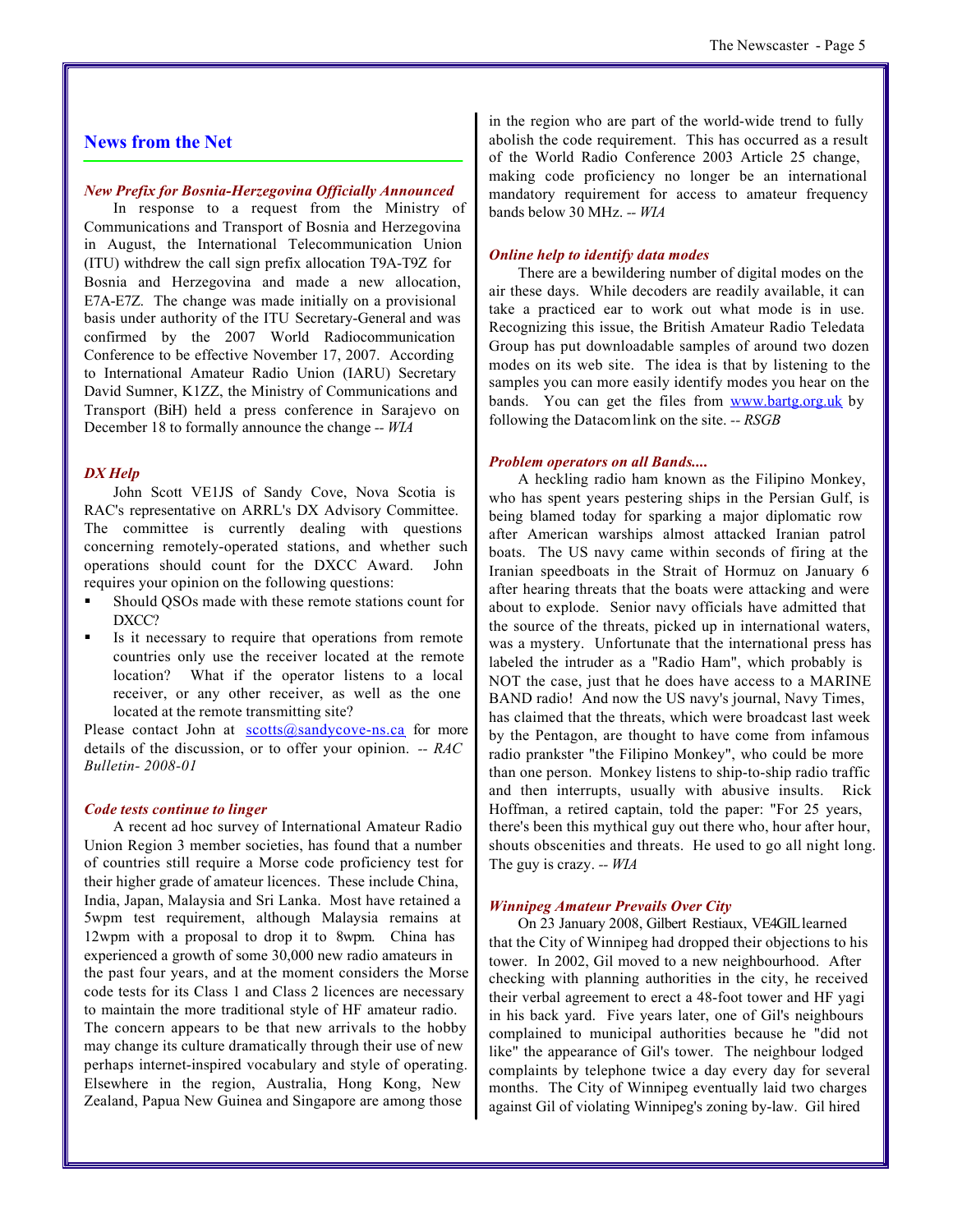## News from the Net

### *New Prefix for Bosnia-Herzegovina Officially Announced*

In response to a request from the Ministry of Communications and Transport of Bosnia and Herzegovina in August, the International Telecommunication Union (ITU) withdrew the call sign prefix allocation T9A-T9Z for Bosnia and Herzegovina and made a new allocation, E7A-E7Z. The change was made initially on a provisional basis under authority of the ITU Secretary-General and was confirmed by the 2007 World Radiocommunication Conference to be effective November 17, 2007. According to International Amateur Radio Union (IARU) Secretary David Sumner, K1ZZ, the Ministry of Communications and Transport (BiH) held a press conference in Sarajevo on December 18 to formally announce the change -- *WIA*

### *DX Help*

John Scott VE1JS of Sandy Cove, Nova Scotia is RAC's representative on ARRL's DX Advisory Committee. The committee is currently dealing with questions concerning remotely-operated stations, and whether such operations should count for the DXCC Award. John requires your opinion on the following questions:

- Should QSOs made with these remote stations count for DXCC?
- Is it necessary to require that operations from remote countries only use the receiver located at the remote location? What if the operator listens to a local receiver, or any other receiver, as well as the one located at the remote transmitting site?

Please contact John at scotts@sandycove-ns.ca for more details of the discussion, or to offer your opinion. -- *RAC Bulletin- 2008-01*

### *Code tests continue to linger*

A recent ad hoc survey of International Amateur Radio Union Region 3 member societies, has found that a number of countries still require a Morse code proficiency test for their higher grade of amateur licences. These include China, India, Japan, Malaysia and Sri Lanka. Most have retained a 5wpm test requirement, although Malaysia remains at 12wpm with a proposal to drop it to 8wpm. China has experienced a growth of some 30,000 new radio amateurs in the past four years, and at the moment considers the Morse code tests for its Class 1 and Class 2 licences are necessary to maintain the more traditional style of HF amateur radio. The concern appears to be that new arrivals to the hobby may change its culture dramatically through their use of new perhaps internet-inspired vocabulary and style of operating. Elsewhere in the region, Australia, Hong Kong, New Zealand, Papua New Guinea and Singapore are among those in the region who are part of the world-wide trend to fully abolish the code requirement. This has occurred as a result of the World Radio Conference 2003 Article 25 change, making code proficiency no longer be an international mandatory requirement for access to amateur frequency bands below 30 MHz. -- *WIA*

### *Online help to identify data modes*

There are a bewildering number of digital modes on the air these days. While decoders are readily available, it can take a practiced ear to work out what mode is in use. Recognizing this issue, the British Amateur Radio Teledata Group has put downloadable samples of around two dozen modes on its web site. The idea is that by listening to the samples you can more easily identify modes you hear on the bands. You can get the files from www.bartg.org.uk by following the Datacom link on the site. -- *RSGB*

### *Problem operators on all Bands....*

A heckling radio ham known as the Filipino Monkey, who has spent years pestering ships in the Persian Gulf, is being blamed today for sparking a major diplomatic row after American warships almost attacked Iranian patrol boats. The US navy came within seconds of firing at the Iranian speedboats in the Strait of Hormuz on January 6 after hearing threats that the boats were attacking and were about to explode. Senior navy officials have admitted that the source of the threats, picked up in international waters, was a mystery. Unfortunate that the international press has labeled the intruder as a "Radio Ham", which probably is NOT the case, just that he does have access to a MARINE BAND radio! And now the US navy's journal, Navy Times, has claimed that the threats, which were broadcast last week by the Pentagon, are thought to have come from infamous radio prankster "the Filipino Monkey", who could be more than one person. Monkey listens to ship-to-ship radio traffic and then interrupts, usually with abusive insults. Rick Hoffman, a retired captain, told the paper: "For 25 years, there's been this mythical guy out there who, hour after hour, shouts obscenities and threats. He used to go all night long. The guy is crazy. -- *WIA*

### *Winnipeg Amateur Prevails Over City*

On 23 January 2008, Gilbert Restiaux, VE4GIL learned that the City of Winnipeg had dropped their objections to his tower. In 2002, Gil moved to a new neighbourhood. After checking with planning authorities in the city, he received their verbal agreement to erect a 48-foot tower and HF yagi in his back yard. Five years later, one of Gil's neighbours complained to municipal authorities because he "did not like" the appearance of Gil's tower. The neighbour lodged complaints by telephone twice a day every day for several months. The City of Winnipeg eventually laid two charges against Gil of violating Winnipeg's zoning by-law. Gil hired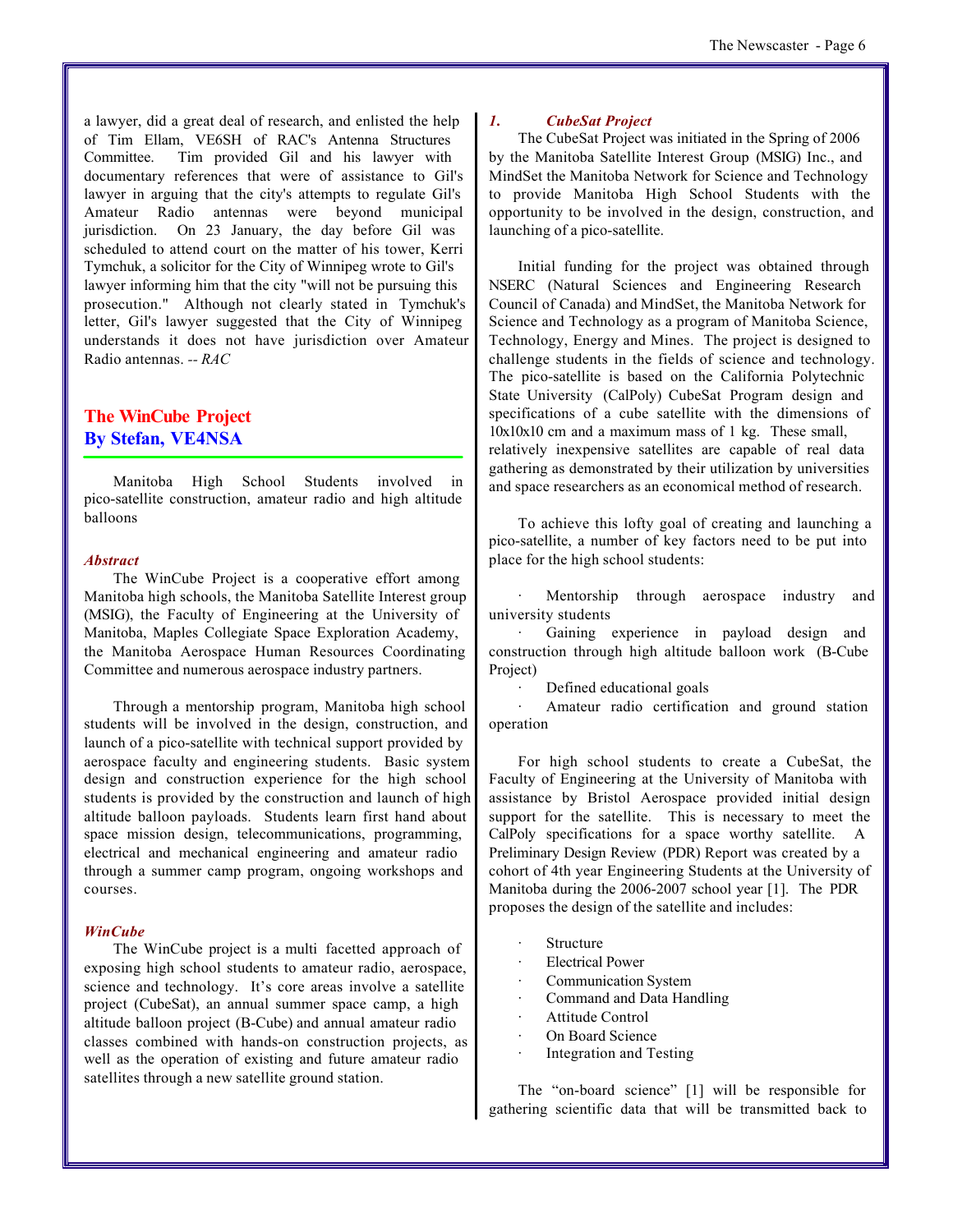a lawyer, did a great deal of research, and enlisted the help of Tim Ellam, VE6SH of RAC's Antenna Structures Committee. Tim provided Gil and his lawyer with documentary references that were of assistance to Gil's lawyer in arguing that the city's attempts to regulate Gil's Amateur Radio antennas were beyond municipal jurisdiction. On 23 January, the day before Gil was scheduled to attend court on the matter of his tower, Kerri Tymchuk, a solicitor for the City of Winnipeg wrote to Gil's lawyer informing him that the city "will not be pursuing this prosecution." Although not clearly stated in Tymchuk's letter, Gil's lawyer suggested that the City of Winnipeg understands it does not have jurisdiction over Amateur Radio antennas. -- *RAC*

## The WinCube Project
## By Stefan, VE4NSA

Manitoba High School Students involved in pico-satellite construction, amateur radio and high altitude balloons

### *Abstract*

The WinCube Project is a cooperative effort among Manitoba high schools, the Manitoba Satellite Interest group (MSIG), the Faculty of Engineering at the University of Manitoba, Maples Collegiate Space Exploration Academy, the Manitoba Aerospace Human Resources Coordinating Committee and numerous aerospace industry partners.

Through a mentorship program, Manitoba high school students will be involved in the design, construction, and launch of a pico-satellite with technical support provided by aerospace faculty and engineering students. Basic system design and construction experience for the high school students is provided by the construction and launch of high altitude balloon payloads. Students learn first hand about space mission design, telecommunications, programming, electrical and mechanical engineering and amateur radio through a summer camp program, ongoing workshops and courses.

### *WinCube*

The WinCube project is a multi facetted approach of exposing high school students to amateur radio, aerospace, science and technology. It's core areas involve a satellite project (CubeSat), an annual summer space camp, a high altitude balloon project (B-Cube) and annual amateur radio classes combined with hands-on construction projects, as well as the operation of existing and future amateur radio satellites through a new satellite ground station.

### *1. CubeSat Project*

The CubeSat Project was initiated in the Spring of 2006 by the Manitoba Satellite Interest Group (MSIG) Inc., and MindSet the Manitoba Network for Science and Technology to provide Manitoba High School Students with the opportunity to be involved in the design, construction, and launching of a pico-satellite.

Initial funding for the project was obtained through NSERC (Natural Sciences and Engineering Research Council of Canada) and MindSet, the Manitoba Network for Science and Technology as a program of Manitoba Science, Technology, Energy and Mines. The project is designed to challenge students in the fields of science and technology. The pico-satellite is based on the California Polytechnic State University (CalPoly) CubeSat Program design and specifications of a cube satellite with the dimensions of 10x10x10 cm and a maximum mass of 1 kg. These small, relatively inexpensive satellites are capable of real data gathering as demonstrated by their utilization by universities and space researchers as an economical method of research.

To achieve this lofty goal of creating and launching a pico-satellite, a number of key factors need to be put into place for the high school students:

- Mentorship through aerospace industry and university students
- Gaining experience in payload design and construction through high altitude balloon work (B-Cube Project)
- Defined educational goals
- Amateur radio certification and ground station operation

For high school students to create a CubeSat, the Faculty of Engineering at the University of Manitoba with assistance by Bristol Aerospace provided initial design support for the satellite. This is necessary to meet the CalPoly specifications for a space worthy satellite. A Preliminary Design Review (PDR) Report was created by a cohort of 4th year Engineering Students at the University of Manitoba during the 2006-2007 school year [1]. The PDR proposes the design of the satellite and includes:

- Structure
- Electrical Power
- Communication System
- Command and Data Handling
- Attitude Control
- On Board Science
- Integration and Testing

The "on-board science" [1] will be responsible for gathering scientific data that will be transmitted back to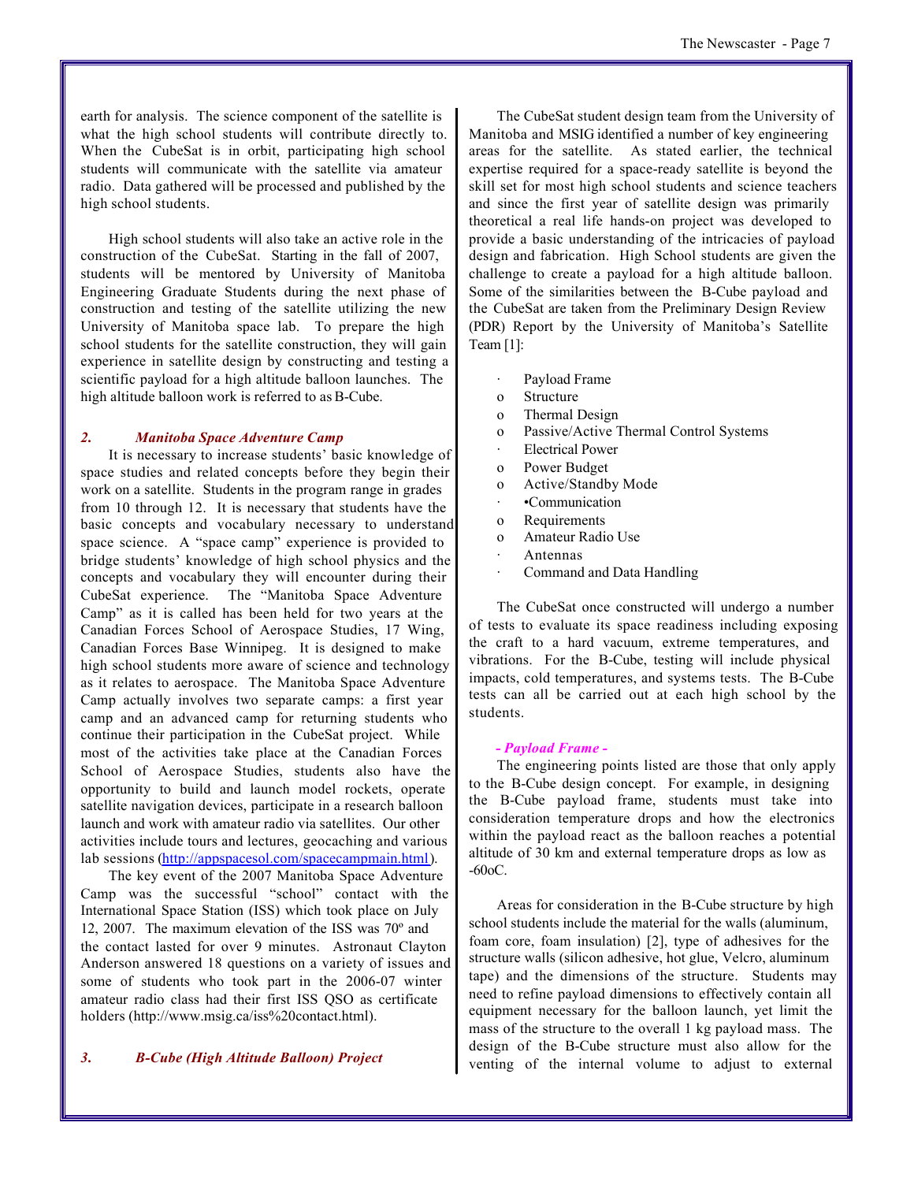earth for analysis. The science component of the satellite is what the high school students will contribute directly to. When the CubeSat is in orbit, participating high school students will communicate with the satellite via amateur radio. Data gathered will be processed and published by the high school students.

High school students will also take an active role in the construction of the CubeSat. Starting in the fall of 2007, students will be mentored by University of Manitoba Engineering Graduate Students during the next phase of construction and testing of the satellite utilizing the new University of Manitoba space lab. To prepare the high school students for the satellite construction, they will gain experience in satellite design by constructing and testing a scientific payload for a high altitude balloon launches. The high altitude balloon work is referred to as B-Cube.

### *2. Manitoba Space Adventure Camp*

It is necessary to increase students' basic knowledge of space studies and related concepts before they begin their work on a satellite. Students in the program range in grades from 10 through 12. It is necessary that students have the basic concepts and vocabulary necessary to understand space science. A "space camp" experience is provided to bridge students' knowledge of high school physics and the concepts and vocabulary they will encounter during their CubeSat experience. The "Manitoba Space Adventure Camp" as it is called has been held for two years at the Canadian Forces School of Aerospace Studies, 17 Wing, Canadian Forces Base Winnipeg. It is designed to make high school students more aware of science and technology as it relates to aerospace. The Manitoba Space Adventure Camp actually involves two separate camps: a first year camp and an advanced camp for returning students who continue their participation in the CubeSat project. While most of the activities take place at the Canadian Forces School of Aerospace Studies, students also have the opportunity to build and launch model rockets, operate satellite navigation devices, participate in a research balloon launch and work with amateur radio via satellites. Our other activities include tours and lectures, geocaching and various lab sessions (http://appspacesol.com/spacecampmain.html).

The key event of the 2007 Manitoba Space Adventure Camp was the successful "school" contact with the International Space Station (ISS) which took place on July 12, 2007. The maximum elevation of the ISS was 70º and the contact lasted for over 9 minutes. Astronaut Clayton Anderson answered 18 questions on a variety of issues and some of students who took part in the 2006-07 winter amateur radio class had their first ISS QSO as certificate holders (http://www.msig.ca/iss%20contact.html).

### *3. B-Cube (High Altitude Balloon) Project*

The CubeSat student design team from the University of Manitoba and MSIG identified a number of key engineering areas for the satellite. As stated earlier, the technical expertise required for a space-ready satellite is beyond the skill set for most high school students and science teachers and since the first year of satellite design was primarily theoretical a real life hands-on project was developed to provide a basic understanding of the intricacies of payload design and fabrication. High School students are given the challenge to create a payload for a high altitude balloon. Some of the similarities between the B-Cube payload and the CubeSat are taken from the Preliminary Design Review (PDR) Report by the University of Manitoba's Satellite Team [1]:

- Payload Frame
  - Structure
  - Thermal Design
  - Passive/Active Thermal Control Systems
- Electrical Power
  - Power Budget
  - Active/Standby Mode
- •Communication
  - Requirements
  - Amateur Radio Use
- Antennas
- Command and Data Handling

The CubeSat once constructed will undergo a number of tests to evaluate its space readiness including exposing the craft to a hard vacuum, extreme temperatures, and vibrations. For the B-Cube, testing will include physical impacts, cold temperatures, and systems tests. The B-Cube tests can all be carried out at each high school by the students.

#### *- Payload Frame -*

The engineering points listed are those that only apply to the B-Cube design concept. For example, in designing the B-Cube payload frame, students must take into consideration temperature drops and how the electronics within the payload react as the balloon reaches a potential altitude of 30 km and external temperature drops as low as -60oC.

Areas for consideration in the B-Cube structure by high school students include the material for the walls (aluminum, foam core, foam insulation) [2], type of adhesives for the structure walls (silicon adhesive, hot glue, Velcro, aluminum tape) and the dimensions of the structure. Students may need to refine payload dimensions to effectively contain all equipment necessary for the balloon launch, yet limit the mass of the structure to the overall 1 kg payload mass. The design of the B-Cube structure must also allow for the venting of the internal volume to adjust to external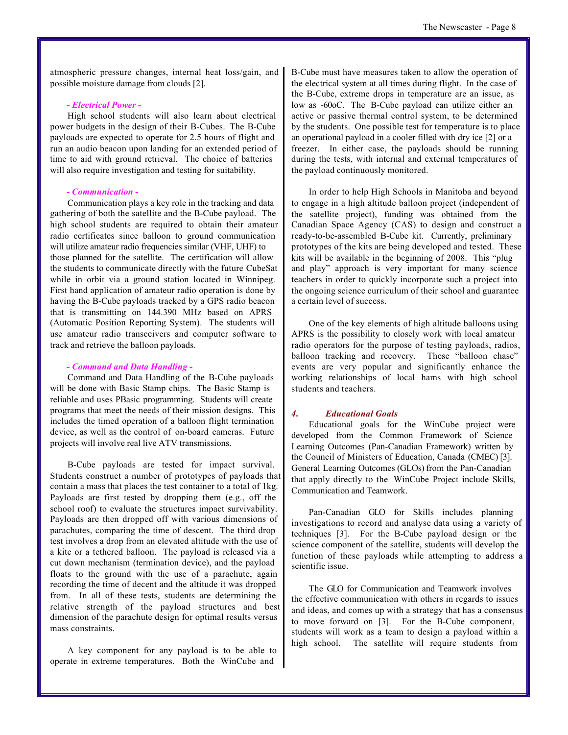atmospheric pressure changes, internal heat loss/gain, and possible moisture damage from clouds [2].

***- Electrical Power -***

High school students will also learn about electrical power budgets in the design of their B-Cubes. The B-Cube payloads are expected to operate for 2.5 hours of flight and run an audio beacon upon landing for an extended period of time to aid with ground retrieval. The choice of batteries will also require investigation and testing for suitability.

***- Communication -***

Communication plays a key role in the tracking and data gathering of both the satellite and the B-Cube payload. The high school students are required to obtain their amateur radio certificates since balloon to ground communication will utilize amateur radio frequencies similar (VHF, UHF) to those planned for the satellite. The certification will allow the students to communicate directly with the future CubeSat while in orbit via a ground station located in Winnipeg. First hand application of amateur radio operation is done by having the B-Cube payloads tracked by a GPS radio beacon that is transmitting on 144.390 MHz based on APRS (Automatic Position Reporting System). The students will use amateur radio transceivers and computer software to track and retrieve the balloon payloads.

***- Command and Data Handling -***

Command and Data Handling of the B-Cube payloads will be done with Basic Stamp chips. The Basic Stamp is reliable and uses PBasic programming. Students will create programs that meet the needs of their mission designs. This includes the timed operation of a balloon flight termination device, as well as the control of on-board cameras. Future projects will involve real live ATV transmissions.

B-Cube payloads are tested for impact survival. Students construct a number of prototypes of payloads that contain a mass that places the test container to a total of 1kg. Payloads are first tested by dropping them (e.g., off the school roof) to evaluate the structures impact survivability. Payloads are then dropped off with various dimensions of parachutes, comparing the time of descent. The third drop test involves a drop from an elevated altitude with the use of a kite or a tethered balloon. The payload is released via a cut down mechanism (termination device), and the payload floats to the ground with the use of a parachute, again recording the time of decent and the altitude it was dropped from. In all of these tests, students are determining the relative strength of the payload structures and best dimension of the parachute design for optimal results versus mass constraints.

A key component for any payload is to be able to operate in extreme temperatures. Both the WinCube and B-Cube must have measures taken to allow the operation of the electrical system at all times during flight. In the case of the B-Cube, extreme drops in temperature are an issue, as low as -60oC. The B-Cube payload can utilize either an active or passive thermal control system, to be determined by the students. One possible test for temperature is to place an operational payload in a cooler filled with dry ice [2] or a freezer. In either case, the payloads should be running during the tests, with internal and external temperatures of the payload continuously monitored.

In order to help High Schools in Manitoba and beyond to engage in a high altitude balloon project (independent of the satellite project), funding was obtained from the Canadian Space Agency (CAS) to design and construct a ready-to-be-assembled B-Cube kit. Currently, preliminary prototypes of the kits are being developed and tested. These kits will be available in the beginning of 2008. This "plug and play" approach is very important for many science teachers in order to quickly incorporate such a project into the ongoing science curriculum of their school and guarantee a certain level of success.

One of the key elements of high altitude balloons using APRS is the possibility to closely work with local amateur radio operators for the purpose of testing payloads, radios, balloon tracking and recovery. These "balloon chase" events are very popular and significantly enhance the working relationships of local hams with high school students and teachers.

## *4. Educational Goals*

Educational goals for the WinCube project were developed from the Common Framework of Science Learning Outcomes (Pan-Canadian Framework) written by the Council of Ministers of Education, Canada (CMEC) [3]. General Learning Outcomes (GLOs) from the Pan-Canadian that apply directly to the WinCube Project include Skills, Communication and Teamwork.

Pan-Canadian GLO for Skills includes planning investigations to record and analyse data using a variety of techniques [3]. For the B-Cube payload design or the science component of the satellite, students will develop the function of these payloads while attempting to address a scientific issue.

The GLO for Communication and Teamwork involves the effective communication with others in regards to issues and ideas, and comes up with a strategy that has a consensus to move forward on [3]. For the B-Cube component, students will work as a team to design a payload within a high school. The satellite will require students from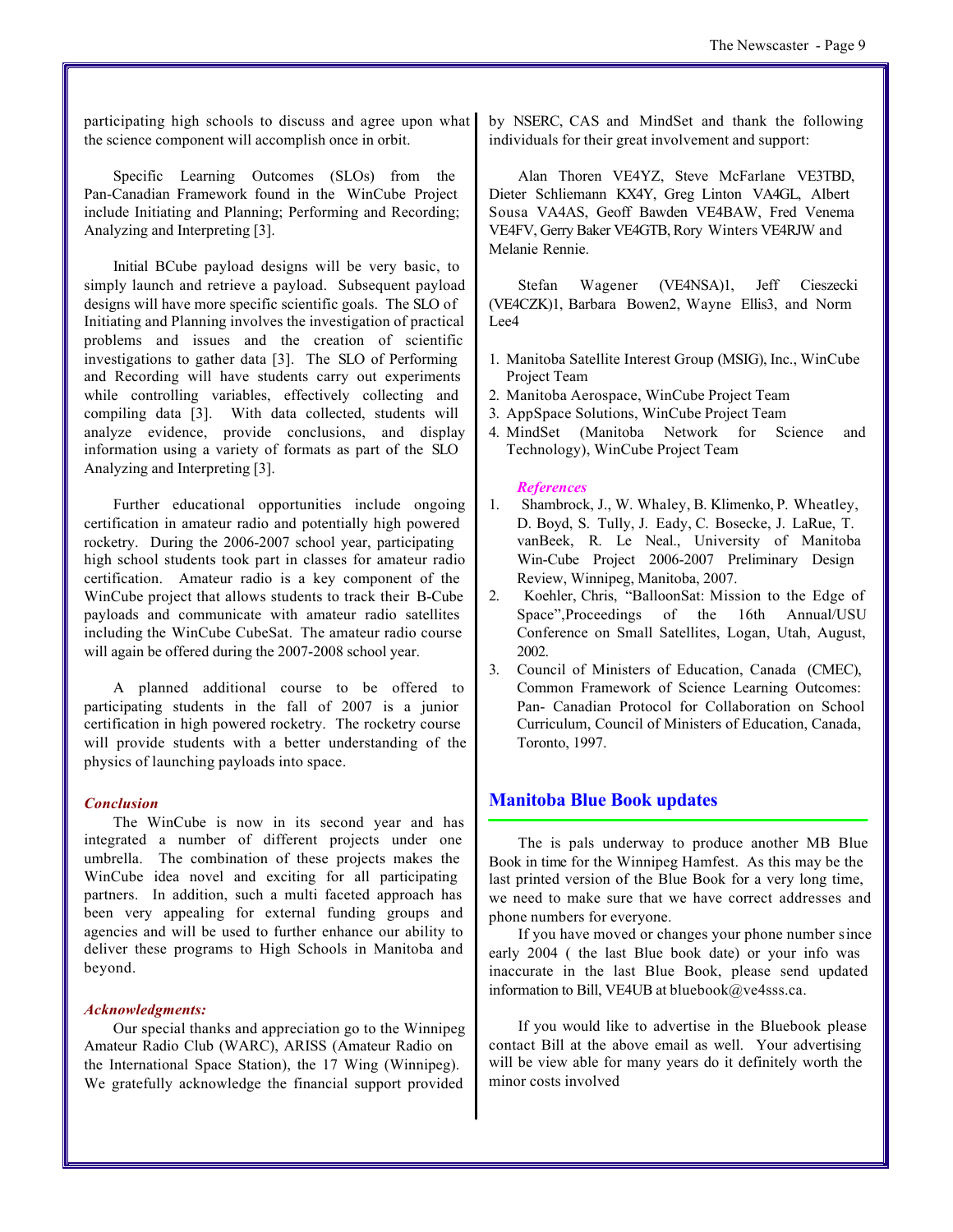participating high schools to discuss and agree upon what the science component will accomplish once in orbit.

Specific Learning Outcomes (SLOs) from the Pan-Canadian Framework found in the WinCube Project include Initiating and Planning; Performing and Recording; Analyzing and Interpreting [3].

Initial BCube payload designs will be very basic, to simply launch and retrieve a payload. Subsequent payload designs will have more specific scientific goals. The SLO of Initiating and Planning involves the investigation of practical problems and issues and the creation of scientific investigations to gather data [3]. The SLO of Performing and Recording will have students carry out experiments while controlling variables, effectively collecting and compiling data [3]. With data collected, students will analyze evidence, provide conclusions, and display information using a variety of formats as part of the SLO Analyzing and Interpreting [3].

Further educational opportunities include ongoing certification in amateur radio and potentially high powered rocketry. During the 2006-2007 school year, participating high school students took part in classes for amateur radio certification. Amateur radio is a key component of the WinCube project that allows students to track their B-Cube payloads and communicate with amateur radio satellites including the WinCube CubeSat. The amateur radio course will again be offered during the 2007-2008 school year.

A planned additional course to be offered to participating students in the fall of 2007 is a junior certification in high powered rocketry. The rocketry course will provide students with a better understanding of the physics of launching payloads into space.

***Conclusion***

The WinCube is now in its second year and has integrated a number of different projects under one umbrella. The combination of these projects makes the WinCube idea novel and exciting for all participating partners. In addition, such a multi faceted approach has been very appealing for external funding groups and agencies and will be used to further enhance our ability to deliver these programs to High Schools in Manitoba and beyond.

***Acknowledgments:***

Our special thanks and appreciation go to the Winnipeg Amateur Radio Club (WARC), ARISS (Amateur Radio on the International Space Station), the 17 Wing (Winnipeg). We gratefully acknowledge the financial support provided by NSERC, CAS and MindSet and thank the following individuals for their great involvement and support:

Alan Thoren VE4YZ, Steve McFarlane VE3TBD, Dieter Schliemann KX4Y, Greg Linton VA4GL, Albert Sousa VA4AS, Geoff Bawden VE4BAW, Fred Venema VE4FV, Gerry Baker VE4GTB, Rory Winters VE4RJW and Melanie Rennie.

Stefan Wagener (VE4NSA)1, Jeff Cieszecki (VE4CZK)1, Barbara Bowen2, Wayne Ellis3, and Norm Lee4

1. Manitoba Satellite Interest Group (MSIG), Inc., WinCube Project Team
2. Manitoba Aerospace, WinCube Project Team
3. AppSpace Solutions, WinCube Project Team
4. MindSet (Manitoba Network for Science and Technology), WinCube Project Team

***References***

1. Shambrock, J., W. Whaley, B. Klimenko, P. Wheatley, D. Boyd, S. Tully, J. Eady, C. Bosecke, J. LaRue, T. vanBeek, R. Le Neal., University of Manitoba Win-Cube Project 2006-2007 Preliminary Design Review, Winnipeg, Manitoba, 2007.
2. Koehler, Chris, "BalloonSat: Mission to the Edge of Space",Proceedings of the 16th Annual/USU Conference on Small Satellites, Logan, Utah, August, 2002.
3. Council of Ministers of Education, Canada (CMEC), Common Framework of Science Learning Outcomes: Pan- Canadian Protocol for Collaboration on School Curriculum, Council of Ministers of Education, Canada, Toronto, 1997.

## Manitoba Blue Book updates

The is pals underway to produce another MB Blue Book in time for the Winnipeg Hamfest. As this may be the last printed version of the Blue Book for a very long time, we need to make sure that we have correct addresses and phone numbers for everyone.

If you have moved or changes your phone number since early 2004 ( the last Blue book date) or your info was inaccurate in the last Blue Book, please send updated information to Bill, VE4UB at bluebook@ve4sss.ca.

If you would like to advertise in the Bluebook please contact Bill at the above email as well. Your advertising will be view able for many years do it definitely worth the minor costs involved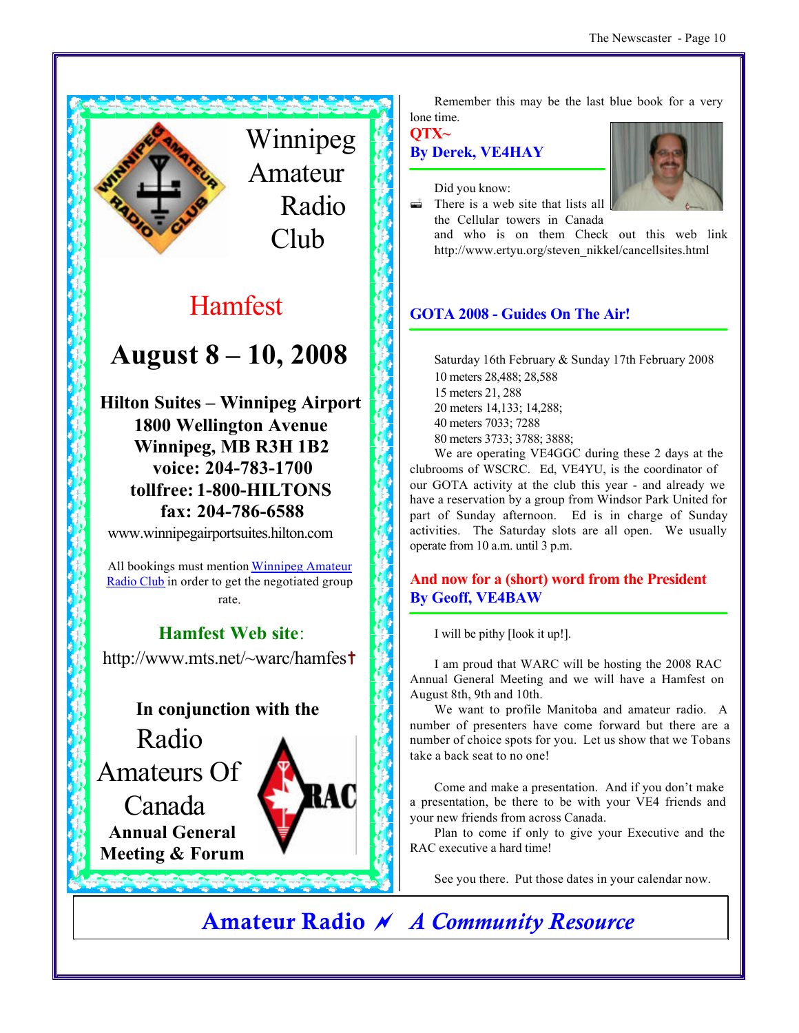# Winnipeg Amateur Radio Club

## Hamfest

## August 8 – 10, 2008

**Hilton Suites – Winnipeg Airport**
**1800 Wellington Avenue**
**Winnipeg, MB R3H 1B2**
**voice: 204-783-1700**
**tollfree: 1-800-HILTONS**
**fax: 204-786-6588**

www.winnipegairportsuites.hilton.com

All bookings must mention Winnipeg Amateur Radio Club in order to get the negotiated group rate.

**Hamfest Web site**:

http://www.mts.net/~warc/hamfest

**In conjunction with the**

Radio Amateurs Of Canada

**Annual General Meeting & Forum**

Remember this may be the last blue book for a very lone time.

### QTX~
### By Derek, VE4HAY

Did you know:

- There is a web site that lists all the Cellular towers in Canada and who is on them Check out this web link http://www.ertyu.org/steven_nikkel/cancellsites.html

### GOTA 2008 - Guides On The Air!

Saturday 16th February & Sunday 17th February 2008
10 meters 28,488; 28,588
15 meters 21, 288
20 meters 14,133; 14,288;
40 meters 7033; 7288
80 meters 3733; 3788; 3888;

We are operating VE4GGC during these 2 days at the clubrooms of WSCRC. Ed, VE4YU, is the coordinator of our GOTA activity at the club this year - and already we have a reservation by a group from Windsor Park United for part of Sunday afternoon. Ed is in charge of Sunday activities. The Saturday slots are all open. We usually operate from 10 a.m. until 3 p.m.

### And now for a (short) word from the President
### By Geoff, VE4BAW

I will be pithy [look it up!].

I am proud that WARC will be hosting the 2008 RAC Annual General Meeting and we will have a Hamfest on August 8th, 9th and 10th.

We want to profile Manitoba and amateur radio. A number of presenters have come forward but there are a number of choice spots for you. Let us show that we Tobans take a back seat to no one!

Come and make a presentation. And if you don't make a presentation, be there to be with your VE4 friends and your new friends from across Canada.

Plan to come if only to give your Executive and the RAC executive a hard time!

See you there. Put those dates in your calendar now.

**Amateur Radio *A Community Resource***